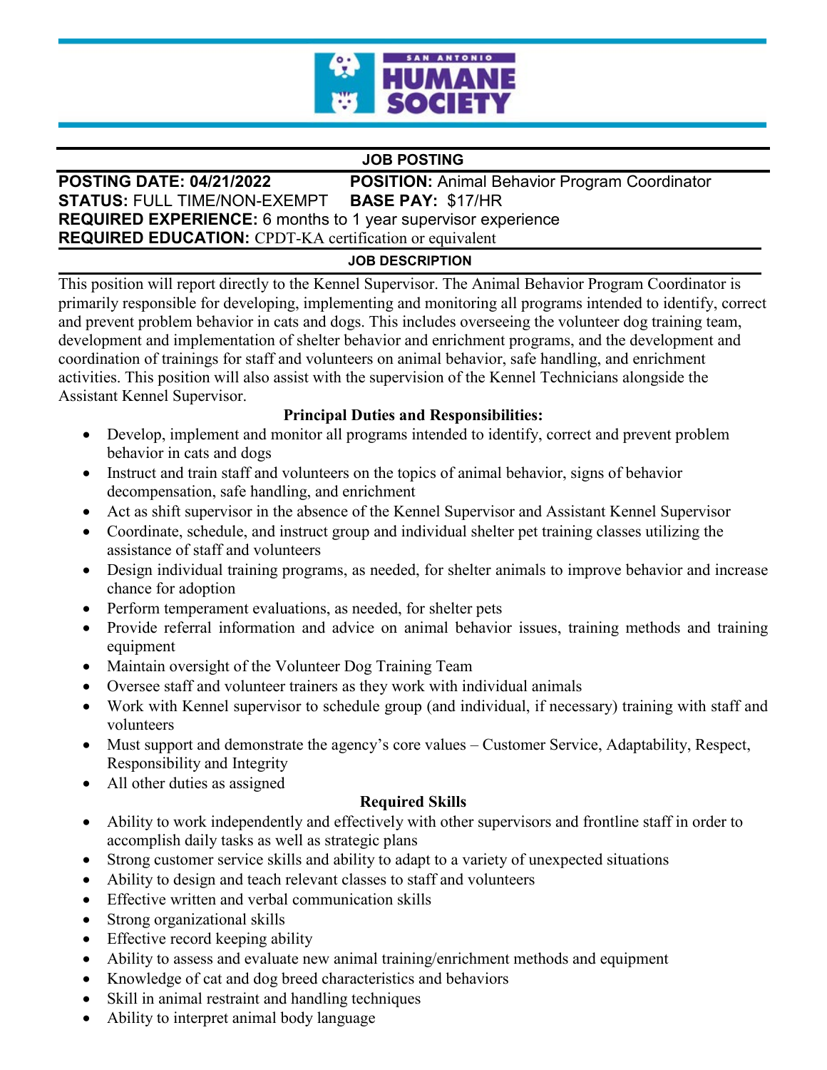# SAN ANTONIO HUMANE SOCIETY

## JOB POSTING

**POSTING DATE:** 04/21/2022 **POSITION:** Animal Behavior Program Coordinator
**STATUS:** FULL TIME/NON-EXEMPT **BASE PAY:** $17/HR
**REQUIRED EXPERIENCE:** 6 months to 1 year supervisor experience
**REQUIRED EDUCATION:** CPDT-KA certification or equivalent

## JOB DESCRIPTION

This position will report directly to the Kennel Supervisor. The Animal Behavior Program Coordinator is primarily responsible for developing, implementing and monitoring all programs intended to identify, correct and prevent problem behavior in cats and dogs. This includes overseeing the volunteer dog training team, development and implementation of shelter behavior and enrichment programs, and the development and coordination of trainings for staff and volunteers on animal behavior, safe handling, and enrichment activities. This position will also assist with the supervision of the Kennel Technicians alongside the Assistant Kennel Supervisor.

### Principal Duties and Responsibilities:

- Develop, implement and monitor all programs intended to identify, correct and prevent problem behavior in cats and dogs
- Instruct and train staff and volunteers on the topics of animal behavior, signs of behavior decompensation, safe handling, and enrichment
- Act as shift supervisor in the absence of the Kennel Supervisor and Assistant Kennel Supervisor
- Coordinate, schedule, and instruct group and individual shelter pet training classes utilizing the assistance of staff and volunteers
- Design individual training programs, as needed, for shelter animals to improve behavior and increase chance for adoption
- Perform temperament evaluations, as needed, for shelter pets
- Provide referral information and advice on animal behavior issues, training methods and training equipment
- Maintain oversight of the Volunteer Dog Training Team
- Oversee staff and volunteer trainers as they work with individual animals
- Work with Kennel supervisor to schedule group (and individual, if necessary) training with staff and volunteers
- Must support and demonstrate the agency's core values – Customer Service, Adaptability, Respect, Responsibility and Integrity
- All other duties as assigned

### Required Skills

- Ability to work independently and effectively with other supervisors and frontline staff in order to accomplish daily tasks as well as strategic plans
- Strong customer service skills and ability to adapt to a variety of unexpected situations
- Ability to design and teach relevant classes to staff and volunteers
- Effective written and verbal communication skills
- Strong organizational skills
- Effective record keeping ability
- Ability to assess and evaluate new animal training/enrichment methods and equipment
- Knowledge of cat and dog breed characteristics and behaviors
- Skill in animal restraint and handling techniques
- Ability to interpret animal body language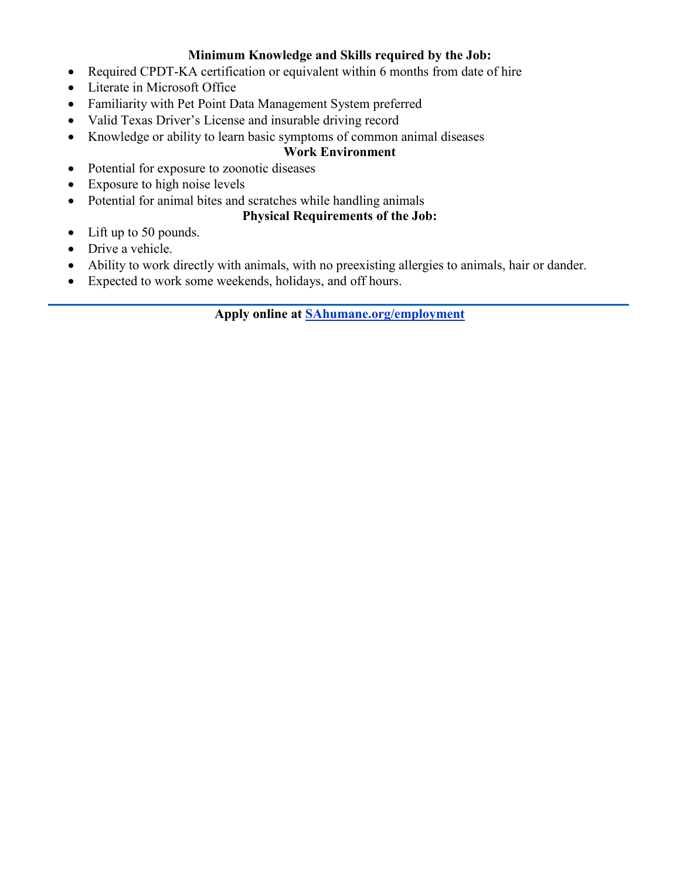**Minimum Knowledge and Skills required by the Job:**

- Required CPDT-KA certification or equivalent within 6 months from date of hire
- Literate in Microsoft Office
- Familiarity with Pet Point Data Management System preferred
- Valid Texas Driver's License and insurable driving record
- Knowledge or ability to learn basic symptoms of common animal diseases

**Work Environment**

- Potential for exposure to zoonotic diseases
- Exposure to high noise levels
- Potential for animal bites and scratches while handling animals

**Physical Requirements of the Job:**

- Lift up to 50 pounds.
- Drive a vehicle.
- Ability to work directly with animals, with no preexisting allergies to animals, hair or dander.
- Expected to work some weekends, holidays, and off hours.

---

**Apply online at [SAhumane.org/employment](https://SAhumane.org/employment)**